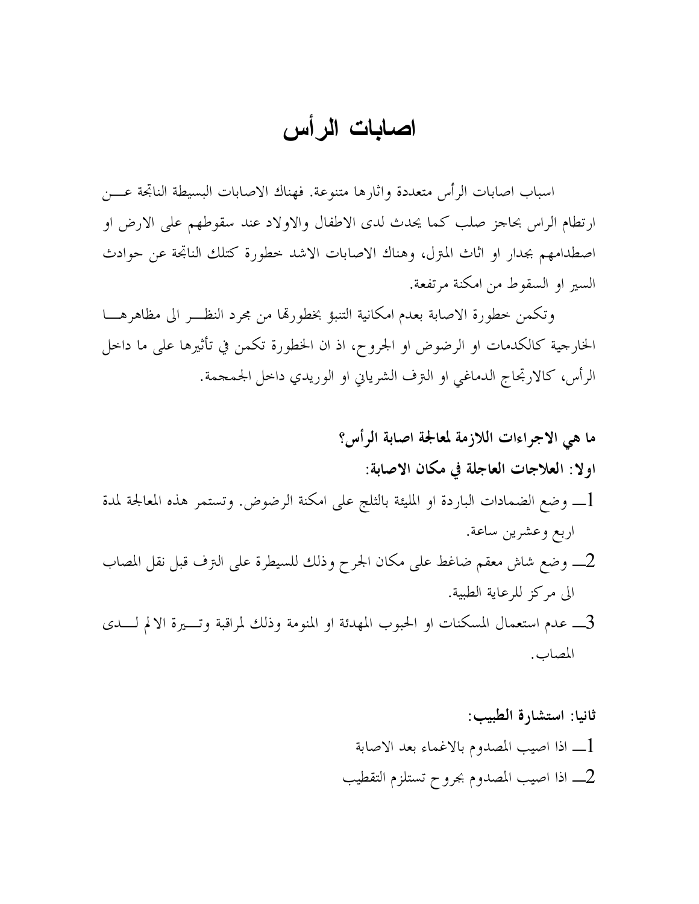# اصابات الرأس

اسباب اصابات الرأس متعددة واثارها متنوعة. فهناك الاصابات البسيطة الناتجة عن ارتطام الراس بحاجز صلب كما يحدث لدى الاطفال والاولاد عند سقوطهم على الارض او اصطدامهم بجدار او اثاث المنزل، وهناك الاصابات الاشد خطورة كتلك الناتجة عن حوادث السير او السقوط من امكنة مرتفعة.

وتكمن خطورة الاصابة بعدم امكانية التنبؤ بخطورتها من مجرد النظر الى مظاهرها الخارجية كالكدمات او الرضوض او الجروح، اذ ان الخطورة تكمن في تأثيرها على ما داخل الرأس، كالارتجاج الدماغي او النزف الشرياني او الوريدي داخل الجمجمة.

**ما هي الاجراءات اللازمة لمعالجة اصابة الرأس؟**

**اولا: العلاجات العاجلة في مكان الاصابة:**

1ـ وضع الضمادات الباردة او المليئة بالثلج على امكنة الرضوض. وتستمر هذه المعالجة لمدة اربع وعشرين ساعة.

2ـ وضع شاش معقم ضاغط على مكان الجرح وذلك للسيطرة على النزف قبل نقل المصاب الى مركز للرعاية الطبية.

3ـ عدم استعمال المسكنات او الحبوب المهدئة او المنومة وذلك لمراقبة وتيرة الالم لدى المصاب.

**ثانيا: استشارة الطبيب:**

1ـ اذا اصيب المصدوم بالاغماء بعد الاصابة

2ـ اذا اصيب المصدوم بجروح تستلزم التقطيب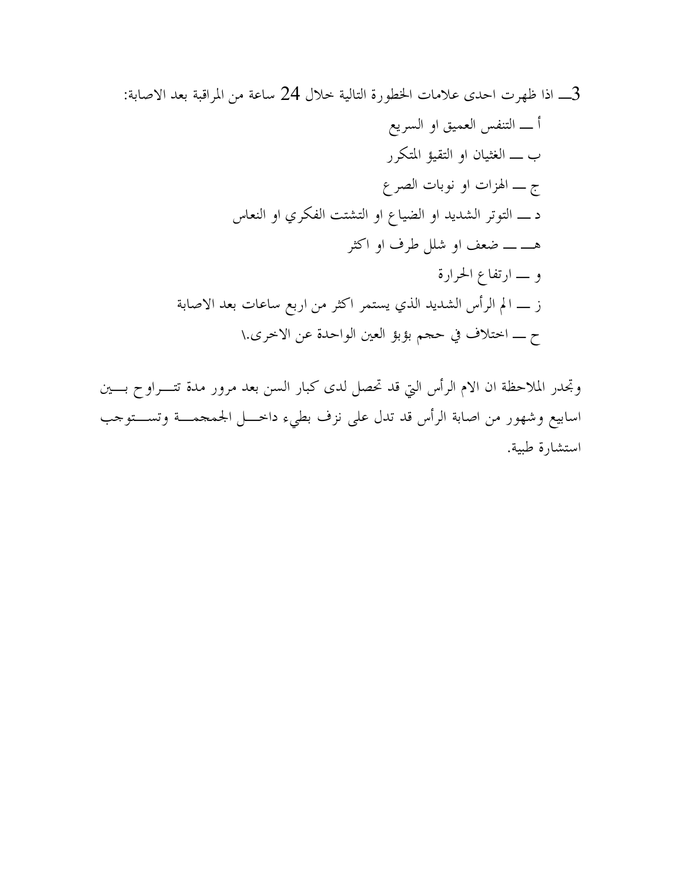3ـــ اذا ظهرت احدى علامات الخطورة التالية خلال 24 ساعة من المراقبة بعد الاصابة:

أ ـــ التنفس العميق او السريع

ب ـــ الغثيان او التقيؤ المتكرر

ج ـــ الهزات او نوبات الصرع

د ـــ التوتر الشديد او الضياع او التشتت الفكري او النعاس

هـــ ـــ ضعف او شلل طرف او اكثر

و ـــ ارتفاع الحرارة

ز ـــ الم الرأس الشديد الذي يستمر اكثر من اربع ساعات بعد الاصابة

ح ـــ اختلاف في حجم بؤبؤ العين الواحدة عن الاخرى.١

وتجدر الملاحظة ان الام الرأس التي قد تحصل لدى كبار السن بعد مرور مدة تتراوح بين اسابيع وشهور من اصابة الرأس قد تدل على نزف بطيء داخل الجمجمة وتستوجب استشارة طبية.